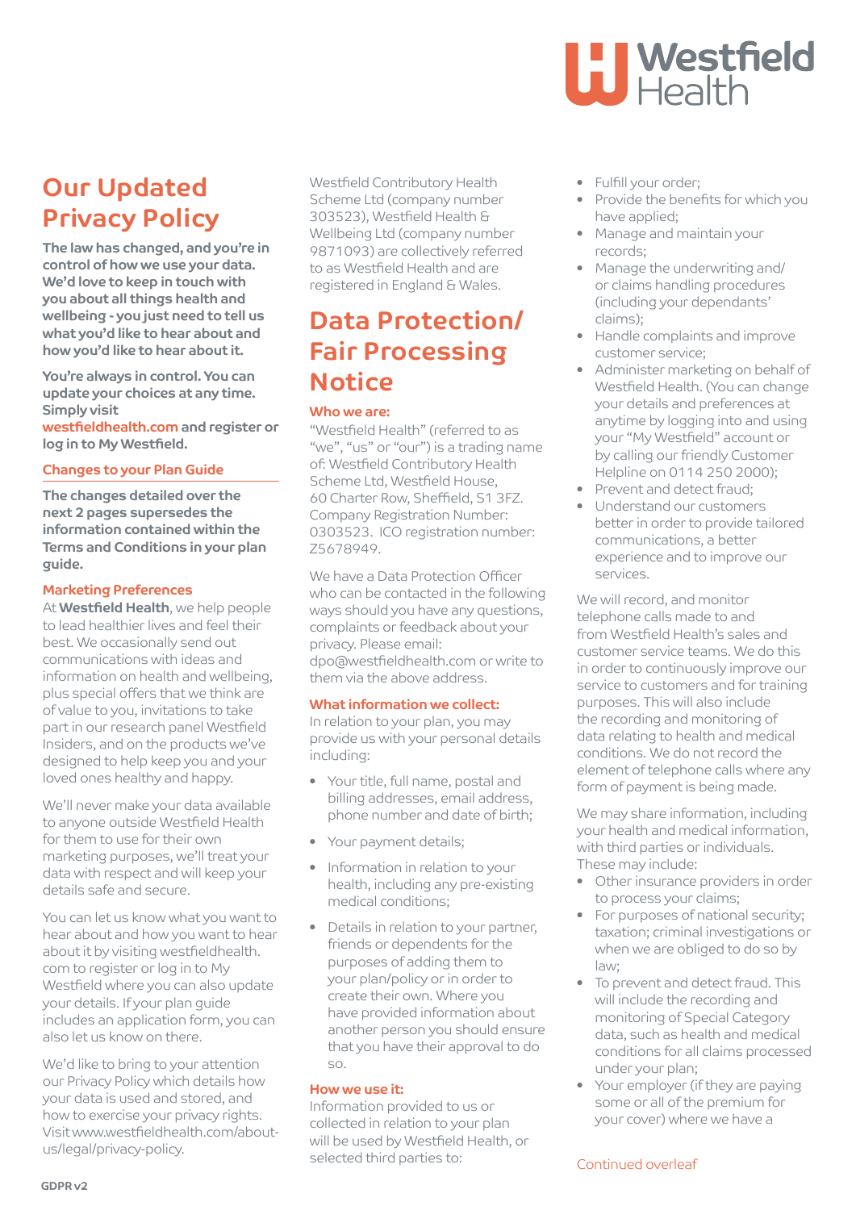# Our Updated Privacy Policy

**The law has changed, and you're in control of how we use your data. We'd love to keep in touch with you about all things health and wellbeing - you just need to tell us what you'd like to hear about and how you'd like to hear about it.**

**You're always in control. You can update your choices at any time. Simply visit westfieldhealth.com and register or log in to My Westfield.**

### Changes to your Plan Guide

**The changes detailed over the next 2 pages supersedes the information contained within the Terms and Conditions in your plan guide.**

### Marketing Preferences

At **Westfield Health**, we help people to lead healthier lives and feel their best. We occasionally send out communications with ideas and information on health and wellbeing, plus special offers that we think are of value to you, invitations to take part in our research panel Westfield Insiders, and on the products we've designed to help keep you and your loved ones healthy and happy.

We'll never make your data available to anyone outside Westfield Health for them to use for their own marketing purposes, we'll treat your data with respect and will keep your details safe and secure.

You can let us know what you want to hear about and how you want to hear about it by visiting westfieldhealth.com to register or log in to My Westfield where you can also update your details. If your plan guide includes an application form, you can also let us know on there.

We'd like to bring to your attention our Privacy Policy which details how your data is used and stored, and how to exercise your privacy rights. Visit www.westfieldhealth.com/about-us/legal/privacy-policy.

Westfield Contributory Health Scheme Ltd (company number 303523), Westfield Health & Wellbeing Ltd (company number 9871093) are collectively referred to as Westfield Health and are registered in England & Wales.

## Data Protection/ Fair Processing Notice

### Who we are:

"Westfield Health" (referred to as "we", "us" or "our") is a trading name of: Westfield Contributory Health Scheme Ltd, Westfield House, 60 Charter Row, Sheffield, S1 3FZ. Company Registration Number: 0303523. ICO registration number: Z5678949.

We have a Data Protection Officer who can be contacted in the following ways should you have any questions, complaints or feedback about your privacy. Please email: dpo@westfieldhealth.com or write to them via the above address.

### What information we collect:

In relation to your plan, you may provide us with your personal details including:

- Your title, full name, postal and billing addresses, email address, phone number and date of birth;
- Your payment details;
- Information in relation to your health, including any pre-existing medical conditions;
- Details in relation to your partner, friends or dependents for the purposes of adding them to your plan/policy or in order to create their own. Where you have provided information about another person you should ensure that you have their approval to do so.

### How we use it:

Information provided to us or collected in relation to your plan will be used by Westfield Health, or selected third parties to:

- Fulfill your order;
- Provide the benefits for which you have applied;
- Manage and maintain your records;
- Manage the underwriting and/or claims handling procedures (including your dependants' claims);
- Handle complaints and improve customer service;
- Administer marketing on behalf of Westfield Health. (You can change your details and preferences at anytime by logging into and using your "My Westfield" account or by calling our friendly Customer Helpline on 0114 250 2000);
- Prevent and detect fraud;
- Understand our customers better in order to provide tailored communications, a better experience and to improve our services.

We will record, and monitor telephone calls made to and from Westfield Health's sales and customer service teams. We do this in order to continuously improve our service to customers and for training purposes. This will also include the recording and monitoring of data relating to health and medical conditions. We do not record the element of telephone calls where any form of payment is being made.

We may share information, including your health and medical information, with third parties or individuals. These may include:

- Other insurance providers in order to process your claims;
- For purposes of national security; taxation; criminal investigations or when we are obliged to do so by law;
- To prevent and detect fraud. This will include the recording and monitoring of Special Category data, such as health and medical conditions for all claims processed under your plan;
- Your employer (if they are paying some or all of the premium for your cover) where we have a

Continued overleaf

GDPR v2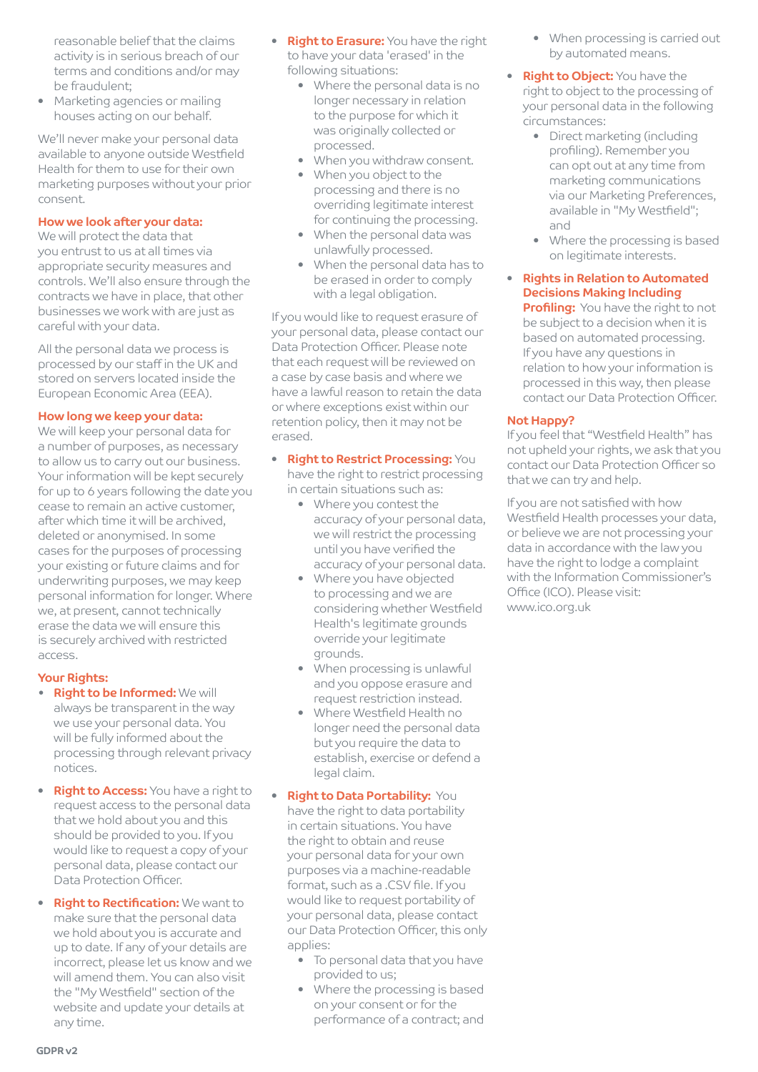reasonable belief that the claims activity is in serious breach of our terms and conditions and/or may be fraudulent;
- Marketing agencies or mailing houses acting on our behalf.

We'll never make your personal data available to anyone outside Westfield Health for them to use for their own marketing purposes without your prior consent.

**How we look after your data:**
We will protect the data that you entrust to us at all times via appropriate security measures and controls. We'll also ensure through the contracts we have in place, that other businesses we work with are just as careful with your data.

All the personal data we process is processed by our staff in the UK and stored on servers located inside the European Economic Area (EEA).

**How long we keep your data:**
We will keep your personal data for a number of purposes, as necessary to allow us to carry out our business. Your information will be kept securely for up to 6 years following the date you cease to remain an active customer, after which time it will be archived, deleted or anonymised. In some cases for the purposes of processing your existing or future claims and for underwriting purposes, we may keep personal information for longer. Where we, at present, cannot technically erase the data we will ensure this is securely archived with restricted access.

**Your Rights:**

- **Right to be Informed:** We will always be transparent in the way we use your personal data. You will be fully informed about the processing through relevant privacy notices.

- **Right to Access:** You have a right to request access to the personal data that we hold about you and this should be provided to you. If you would like to request a copy of your personal data, please contact our Data Protection Officer.

- **Right to Rectification:** We want to make sure that the personal data we hold about you is accurate and up to date. If any of your details are incorrect, please let us know and we will amend them. You can also visit the "My Westfield" section of the website and update your details at any time.

- **Right to Erasure:** You have the right to have your data 'erased' in the following situations:
  - Where the personal data is no longer necessary in relation to the purpose for which it was originally collected or processed.
  - When you withdraw consent.
  - When you object to the processing and there is no overriding legitimate interest for continuing the processing.
  - When the personal data was unlawfully processed.
  - When the personal data has to be erased in order to comply with a legal obligation.

If you would like to request erasure of your personal data, please contact our Data Protection Officer. Please note that each request will be reviewed on a case by case basis and where we have a lawful reason to retain the data or where exceptions exist within our retention policy, then it may not be erased.

- **Right to Restrict Processing:** You have the right to restrict processing in certain situations such as:
  - Where you contest the accuracy of your personal data, we will restrict the processing until you have verified the accuracy of your personal data.
  - Where you have objected to processing and we are considering whether Westfield Health's legitimate grounds override your legitimate grounds.
  - When processing is unlawful and you oppose erasure and request restriction instead.
  - Where Westfield Health no longer need the personal data but you require the data to establish, exercise or defend a legal claim.

- **Right to Data Portability:** You have the right to data portability in certain situations. You have the right to obtain and reuse your personal data for your own purposes via a machine-readable format, such as a .CSV file. If you would like to request portability of your personal data, please contact our Data Protection Officer, this only applies:
  - To personal data that you have provided to us;
  - Where the processing is based on your consent or for the performance of a contract; and
  - When processing is carried out by automated means.

- **Right to Object:** You have the right to object to the processing of your personal data in the following circumstances:
  - Direct marketing (including profiling). Remember you can opt out at any time from marketing communications via our Marketing Preferences, available in "My Westfield"; and
  - Where the processing is based on legitimate interests.

- **Rights in Relation to Automated Decisions Making Including Profiling:** You have the right to not be subject to a decision when it is based on automated processing. If you have any questions in relation to how your information is processed in this way, then please contact our Data Protection Officer.

**Not Happy?**
If you feel that "Westfield Health" has not upheld your rights, we ask that you contact our Data Protection Officer so that we can try and help.

If you are not satisfied with how Westfield Health processes your data, or believe we are not processing your data in accordance with the law you have the right to lodge a complaint with the Information Commissioner's Office (ICO). Please visit: www.ico.org.uk

GDPR v2